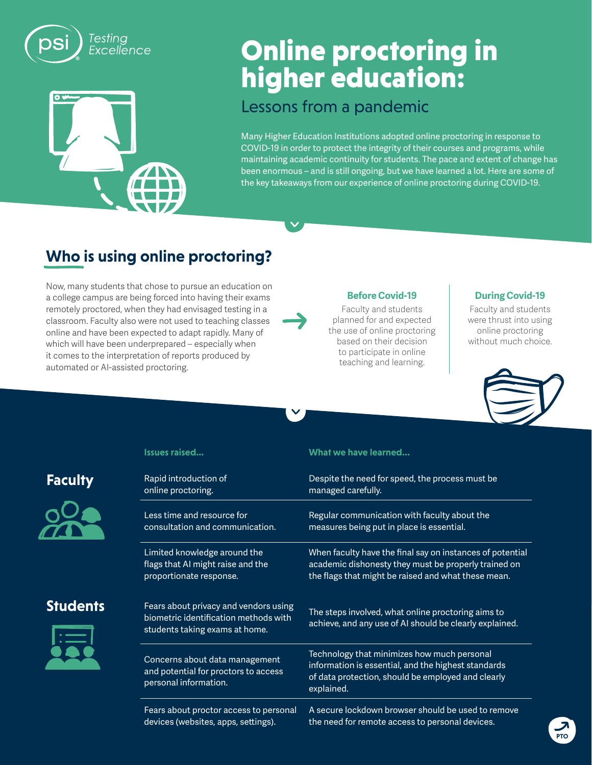psi Testing Excellence

# Online proctoring in higher education:

## Lessons from a pandemic

Many Higher Education Institutions adopted online proctoring in response to COVID-19 in order to protect the integrity of their courses and programs, while maintaining academic continuity for students. The pace and extent of change has been enormous – and is still ongoing, but we have learned a lot. Here are some of the key takeaways from our experience of online proctoring during COVID-19.

## Who is using online proctoring?

Now, many students that chose to pursue an education on a college campus are being forced into having their exams remotely proctored, when they had envisaged testing in a classroom. Faculty also were not used to teaching classes online and have been expected to adapt rapidly. Many of which will have been underprepared – especially when it comes to the interpretation of reports produced by automated or AI-assisted proctoring.

**Before Covid-19**

Faculty and students planned for and expected the use of online proctoring based on their decision to participate in online teaching and learning.

**During Covid-19**

Faculty and students were thrust into using online proctoring without much choice.

| | Issues raised... | What we have learned... |
|---|---|---|
| **Faculty** | Rapid introduction of online proctoring. | Despite the need for speed, the process must be managed carefully. |
| | Less time and resource for consultation and communication. | Regular communication with faculty about the measures being put in place is essential. |
| | Limited knowledge around the flags that AI might raise and the proportionate response. | When faculty have the final say on instances of potential academic dishonesty they must be properly trained on the flags that might be raised and what these mean. |
| **Students** | Fears about privacy and vendors using biometric identification methods with students taking exams at home. | The steps involved, what online proctoring aims to achieve, and any use of AI should be clearly explained. |
| | Concerns about data management and potential for proctors to access personal information. | Technology that minimizes how much personal information is essential, and the highest standards of data protection, should be employed and clearly explained. |
| | Fears about proctor access to personal devices (websites, apps, settings). | A secure lockdown browser should be used to remove the need for remote access to personal devices. |

PTO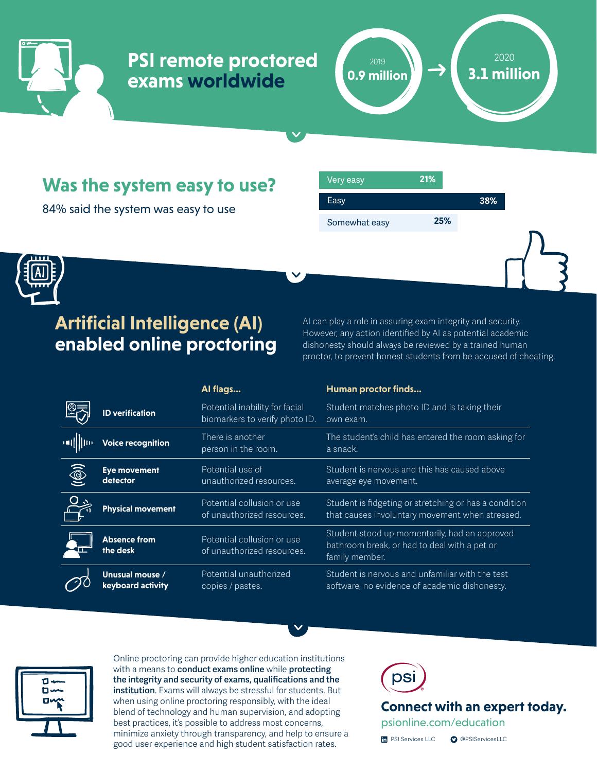# PSI remote proctored exams worldwide

2019
**0.9 million**

→

2020
**3.1 million**

## Was the system easy to use?

84% said the system was easy to use

Very easy 21%

Easy 38%

Somewhat easy 25%

## Artificial Intelligence (AI) enabled online proctoring

AI can play a role in assuring exam integrity and security. However, any action identified by AI as potential academic dishonesty should always be reviewed by a trained human proctor, to prevent honest students from be accused of cheating.

| | AI flags... | Human proctor finds... |
|---|---|---|
| **ID verification** | Potential inability for facial biomarkers to verify photo ID. | Student matches photo ID and is taking their own exam. |
| **Voice recognition** | There is another person in the room. | The student's child has entered the room asking for a snack. |
| **Eye movement detector** | Potential use of unauthorized resources. | Student is nervous and this has caused above average eye movement. |
| **Physical movement** | Potential collusion or use of unauthorized resources. | Student is fidgeting or stretching or has a condition that causes involuntary movement when stressed. |
| **Absence from the desk** | Potential collusion or use of unauthorized resources. | Student stood up momentarily, had an approved bathroom break, or had to deal with a pet or family member. |
| **Unusual mouse / keyboard activity** | Potential unauthorized copies / pastes. | Student is nervous and unfamiliar with the test software, no evidence of academic dishonesty. |

Online proctoring can provide higher education institutions with a means to **conduct exams online** while **protecting the integrity and security of exams, qualifications and the institution**. Exams will always be stressful for students. But when using online proctoring responsibly, with the ideal blend of technology and human supervision, and adopting best practices, it's possible to address most concerns, minimize anxiety through transparency, and help to ensure a good user experience and high student satisfaction rates.

psi

**Connect with an expert today.**

psionline.com/education

PSI Services LLC   @PSIServicesLLC